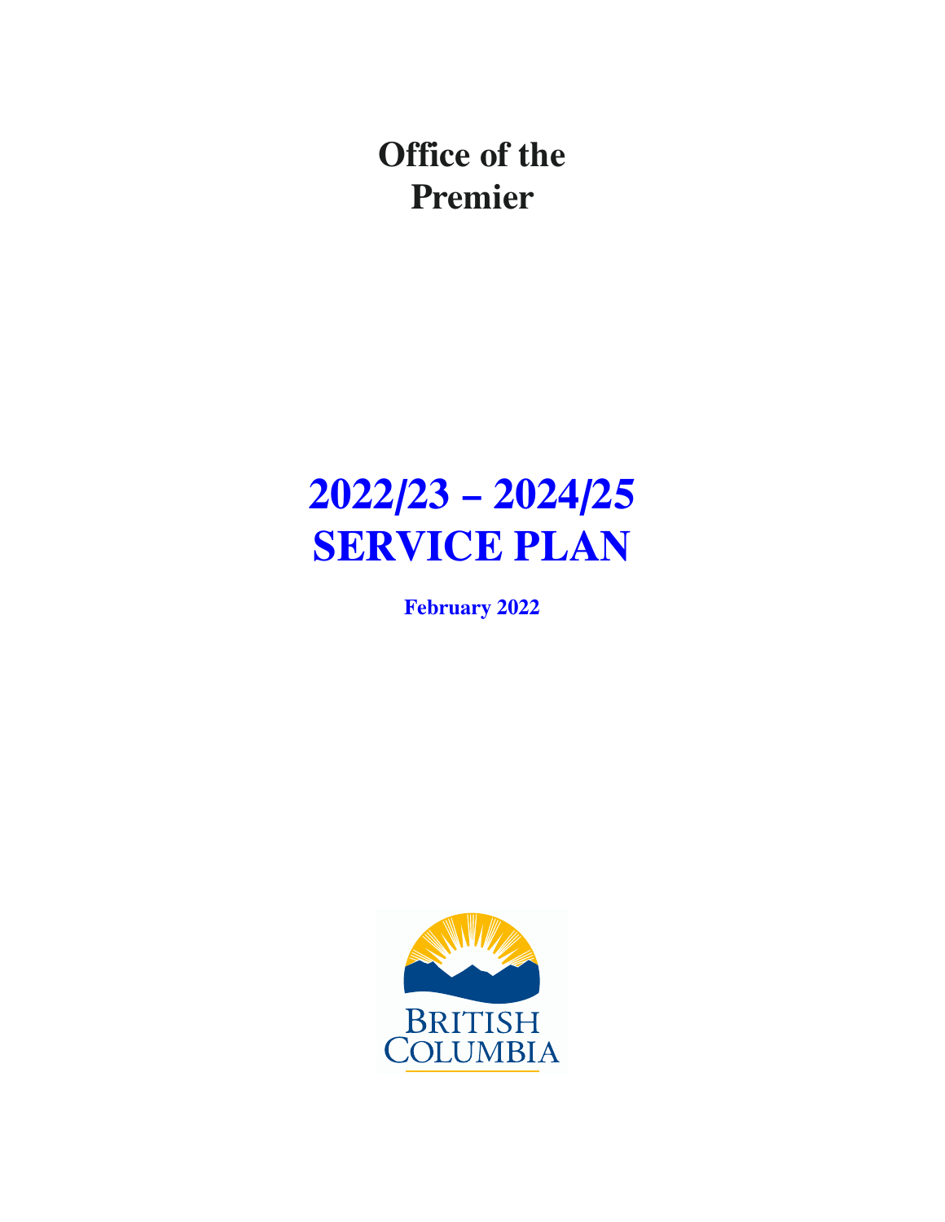# Office of the Premier

# 2022/23 – 2024/25 SERVICE PLAN

**February 2022**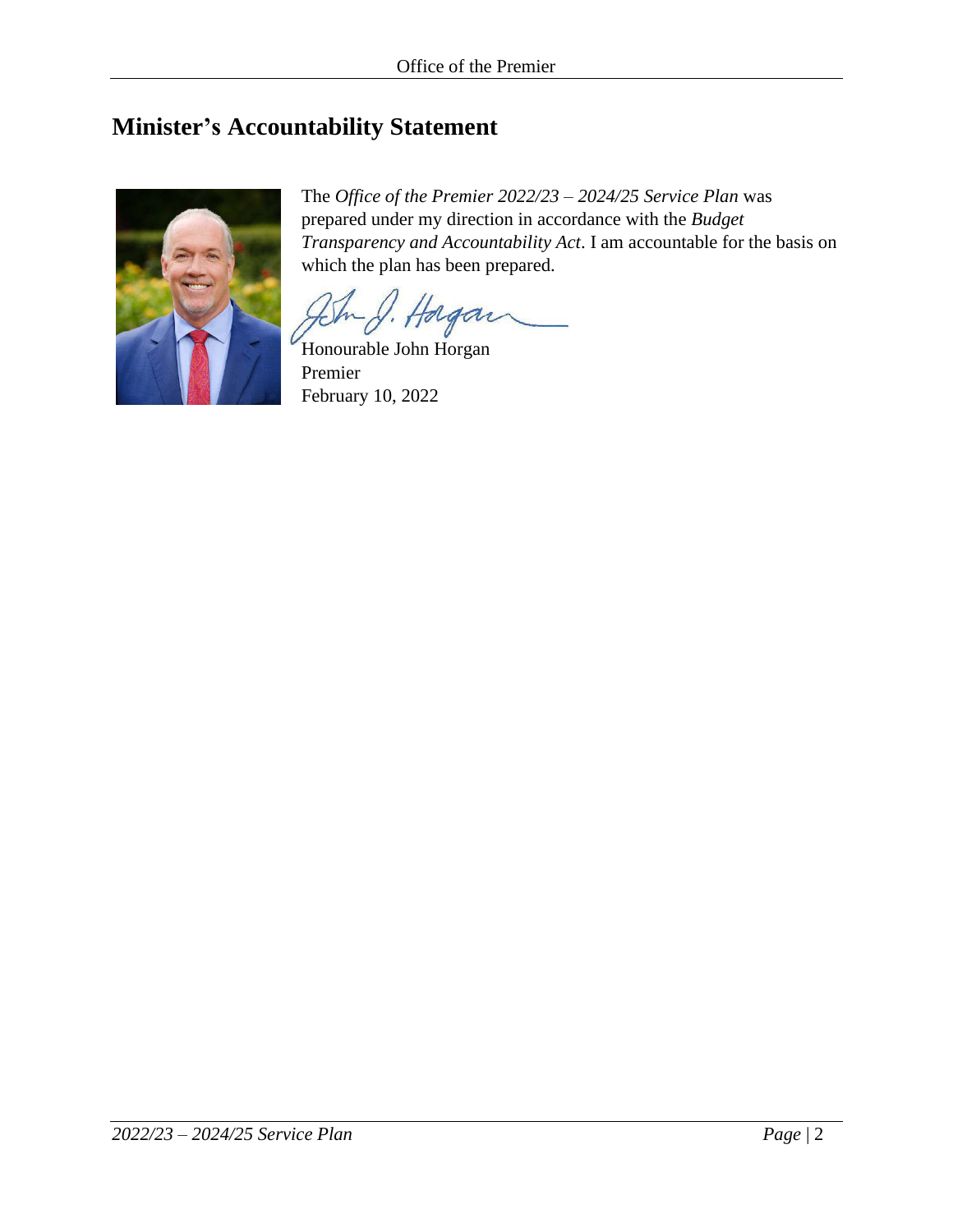## Minister's Accountability Statement

The *Office of the Premier 2022/23 – 2024/25 Service Plan* was prepared under my direction in accordance with the *Budget Transparency and Accountability Act*. I am accountable for the basis on which the plan has been prepared.

Honourable John Horgan
Premier
February 10, 2022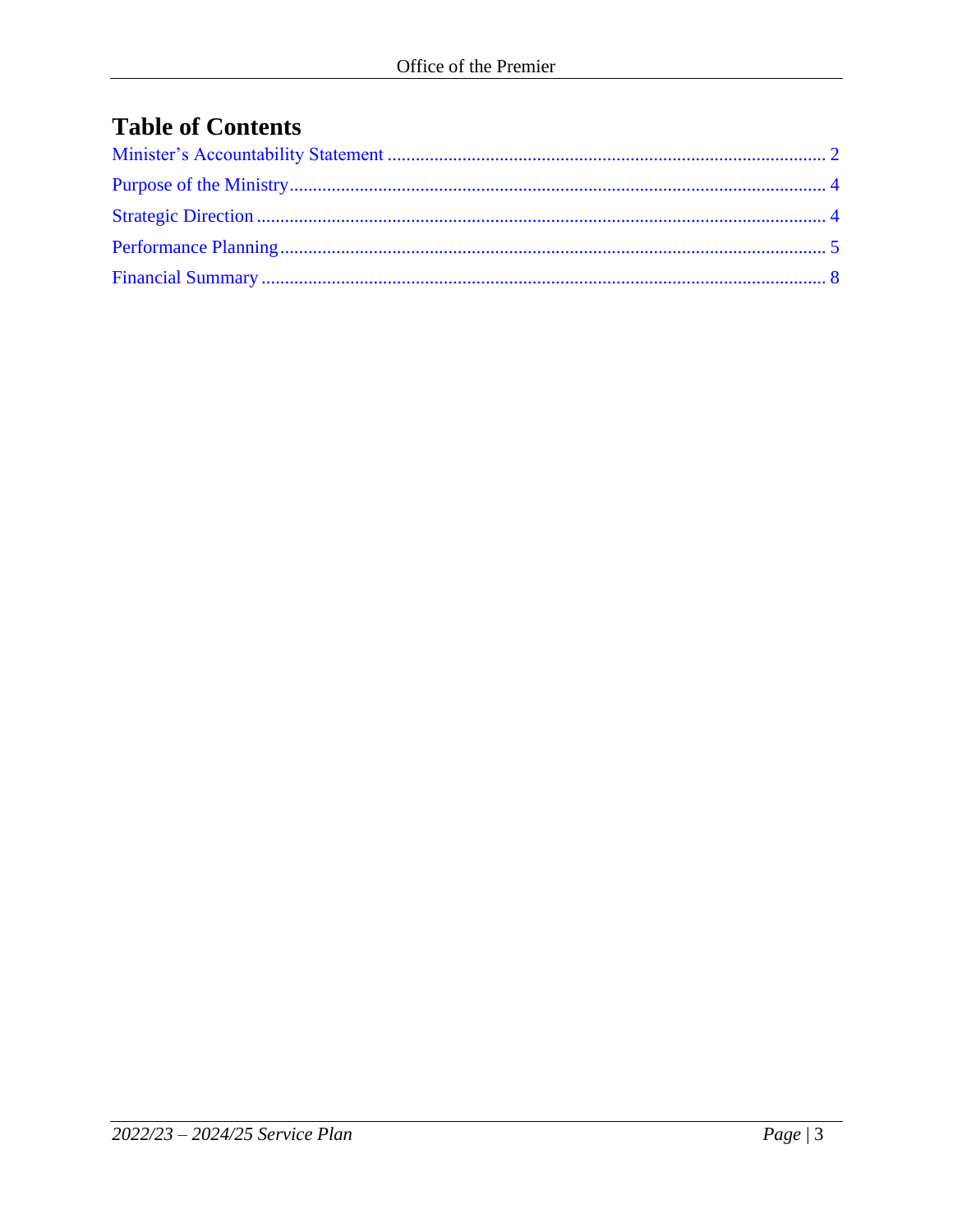# Table of Contents

Minister's Accountability Statement ........................................................................................... 2

Purpose of the Ministry.................................................................................................................. 4

Strategic Direction ......................................................................................................................... 4

Performance Planning.................................................................................................................... 5

Financial Summary ........................................................................................................................ 8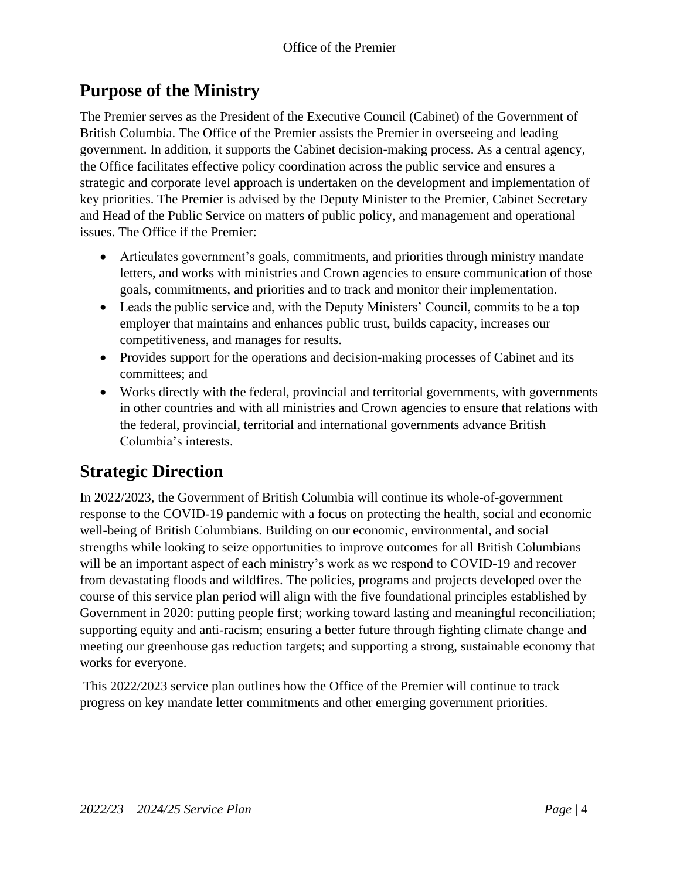## Purpose of the Ministry

The Premier serves as the President of the Executive Council (Cabinet) of the Government of British Columbia. The Office of the Premier assists the Premier in overseeing and leading government. In addition, it supports the Cabinet decision-making process. As a central agency, the Office facilitates effective policy coordination across the public service and ensures a strategic and corporate level approach is undertaken on the development and implementation of key priorities. The Premier is advised by the Deputy Minister to the Premier, Cabinet Secretary and Head of the Public Service on matters of public policy, and management and operational issues. The Office if the Premier:

- Articulates government's goals, commitments, and priorities through ministry mandate letters, and works with ministries and Crown agencies to ensure communication of those goals, commitments, and priorities and to track and monitor their implementation.
- Leads the public service and, with the Deputy Ministers' Council, commits to be a top employer that maintains and enhances public trust, builds capacity, increases our competitiveness, and manages for results.
- Provides support for the operations and decision-making processes of Cabinet and its committees; and
- Works directly with the federal, provincial and territorial governments, with governments in other countries and with all ministries and Crown agencies to ensure that relations with the federal, provincial, territorial and international governments advance British Columbia's interests.

## Strategic Direction

In 2022/2023, the Government of British Columbia will continue its whole-of-government response to the COVID-19 pandemic with a focus on protecting the health, social and economic well-being of British Columbians. Building on our economic, environmental, and social strengths while looking to seize opportunities to improve outcomes for all British Columbians will be an important aspect of each ministry's work as we respond to COVID-19 and recover from devastating floods and wildfires. The policies, programs and projects developed over the course of this service plan period will align with the five foundational principles established by Government in 2020: putting people first; working toward lasting and meaningful reconciliation; supporting equity and anti-racism; ensuring a better future through fighting climate change and meeting our greenhouse gas reduction targets; and supporting a strong, sustainable economy that works for everyone.

This 2022/2023 service plan outlines how the Office of the Premier will continue to track progress on key mandate letter commitments and other emerging government priorities.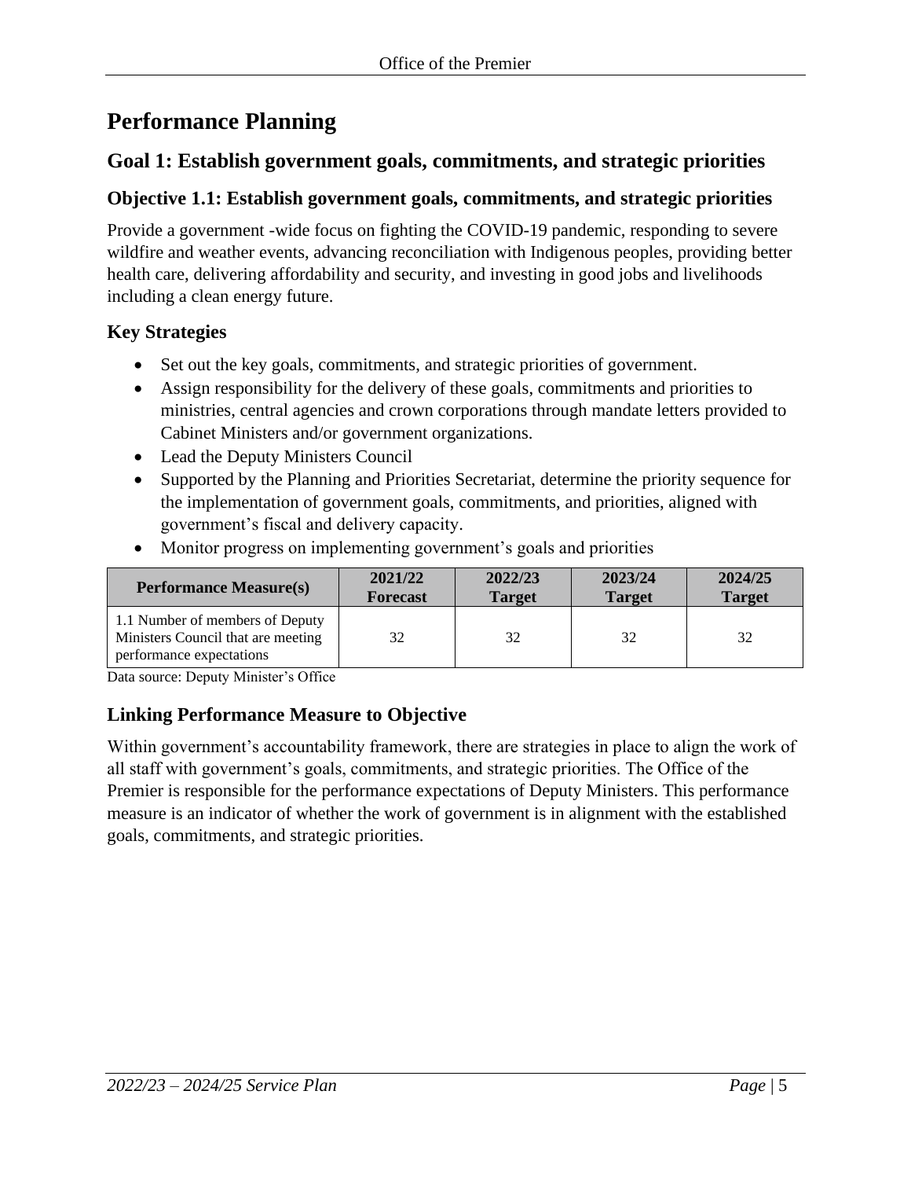# Performance Planning

## Goal 1: Establish government goals, commitments, and strategic priorities

### Objective 1.1: Establish government goals, commitments, and strategic priorities

Provide a government -wide focus on fighting the COVID-19 pandemic, responding to severe wildfire and weather events, advancing reconciliation with Indigenous peoples, providing better health care, delivering affordability and security, and investing in good jobs and livelihoods including a clean energy future.

### Key Strategies

- Set out the key goals, commitments, and strategic priorities of government.
- Assign responsibility for the delivery of these goals, commitments and priorities to ministries, central agencies and crown corporations through mandate letters provided to Cabinet Ministers and/or government organizations.
- Lead the Deputy Ministers Council
- Supported by the Planning and Priorities Secretariat, determine the priority sequence for the implementation of government goals, commitments, and priorities, aligned with government's fiscal and delivery capacity.
- Monitor progress on implementing government's goals and priorities

| Performance Measure(s) | 2021/22 Forecast | 2022/23 Target | 2023/24 Target | 2024/25 Target |
|---|---|---|---|---|
| 1.1 Number of members of Deputy Ministers Council that are meeting performance expectations | 32 | 32 | 32 | 32 |

Data source: Deputy Minister's Office

### Linking Performance Measure to Objective

Within government's accountability framework, there are strategies in place to align the work of all staff with government's goals, commitments, and strategic priorities. The Office of the Premier is responsible for the performance expectations of Deputy Ministers. This performance measure is an indicator of whether the work of government is in alignment with the established goals, commitments, and strategic priorities.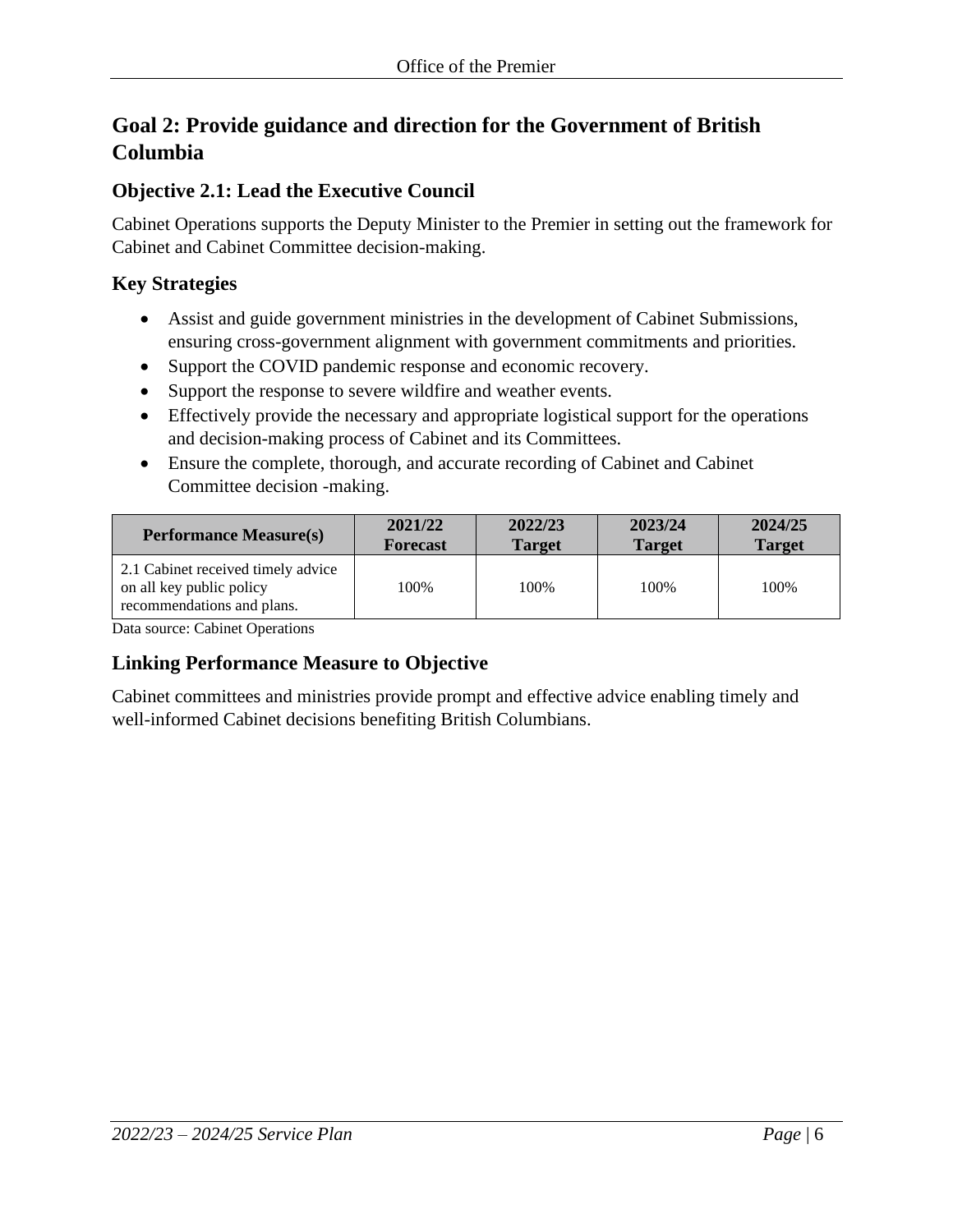## Goal 2: Provide guidance and direction for the Government of British Columbia

### Objective 2.1: Lead the Executive Council

Cabinet Operations supports the Deputy Minister to the Premier in setting out the framework for Cabinet and Cabinet Committee decision-making.

### Key Strategies

- Assist and guide government ministries in the development of Cabinet Submissions, ensuring cross-government alignment with government commitments and priorities.
- Support the COVID pandemic response and economic recovery.
- Support the response to severe wildfire and weather events.
- Effectively provide the necessary and appropriate logistical support for the operations and decision-making process of Cabinet and its Committees.
- Ensure the complete, thorough, and accurate recording of Cabinet and Cabinet Committee decision -making.

| Performance Measure(s) | 2021/22 Forecast | 2022/23 Target | 2023/24 Target | 2024/25 Target |
|---|---|---|---|---|
| 2.1 Cabinet received timely advice on all key public policy recommendations and plans. | 100% | 100% | 100% | 100% |

Data source: Cabinet Operations

### Linking Performance Measure to Objective

Cabinet committees and ministries provide prompt and effective advice enabling timely and well-informed Cabinet decisions benefiting British Columbians.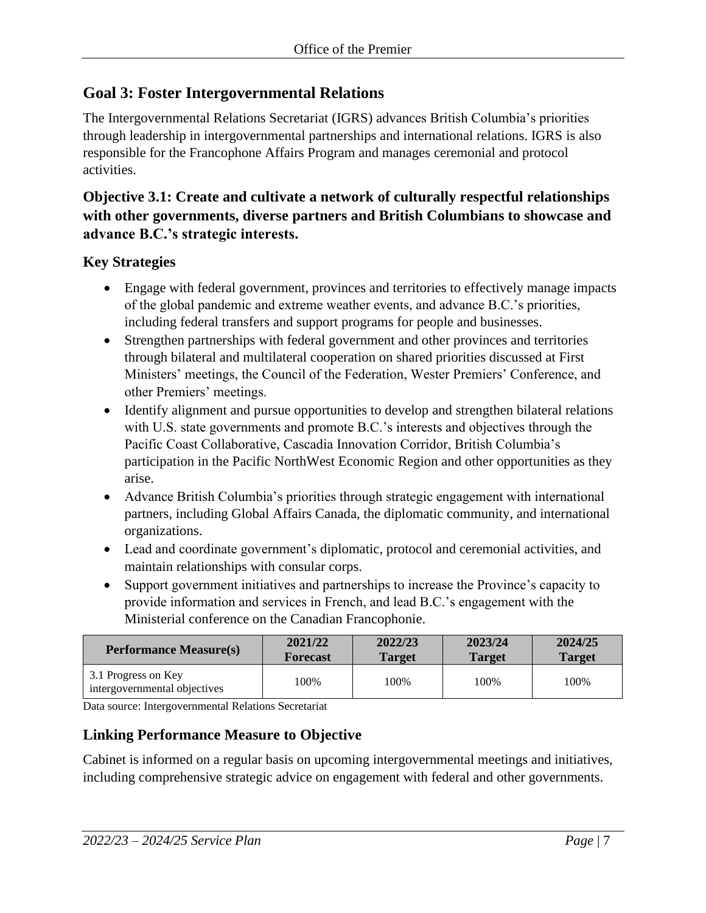## Goal 3: Foster Intergovernmental Relations

The Intergovernmental Relations Secretariat (IGRS) advances British Columbia's priorities through leadership in intergovernmental partnerships and international relations. IGRS is also responsible for the Francophone Affairs Program and manages ceremonial and protocol activities.

### Objective 3.1: Create and cultivate a network of culturally respectful relationships with other governments, diverse partners and British Columbians to showcase and advance B.C.'s strategic interests.

### Key Strategies

- Engage with federal government, provinces and territories to effectively manage impacts of the global pandemic and extreme weather events, and advance B.C.'s priorities, including federal transfers and support programs for people and businesses.
- Strengthen partnerships with federal government and other provinces and territories through bilateral and multilateral cooperation on shared priorities discussed at First Ministers' meetings, the Council of the Federation, Wester Premiers' Conference, and other Premiers' meetings.
- Identify alignment and pursue opportunities to develop and strengthen bilateral relations with U.S. state governments and promote B.C.'s interests and objectives through the Pacific Coast Collaborative, Cascadia Innovation Corridor, British Columbia's participation in the Pacific NorthWest Economic Region and other opportunities as they arise.
- Advance British Columbia's priorities through strategic engagement with international partners, including Global Affairs Canada, the diplomatic community, and international organizations.
- Lead and coordinate government's diplomatic, protocol and ceremonial activities, and maintain relationships with consular corps.
- Support government initiatives and partnerships to increase the Province's capacity to provide information and services in French, and lead B.C.'s engagement with the Ministerial conference on the Canadian Francophonie.

| Performance Measure(s) | 2021/22 Forecast | 2022/23 Target | 2023/24 Target | 2024/25 Target |
|---|---|---|---|---|
| 3.1 Progress on Key intergovernmental objectives | 100% | 100% | 100% | 100% |

Data source: Intergovernmental Relations Secretariat

### Linking Performance Measure to Objective

Cabinet is informed on a regular basis on upcoming intergovernmental meetings and initiatives, including comprehensive strategic advice on engagement with federal and other governments.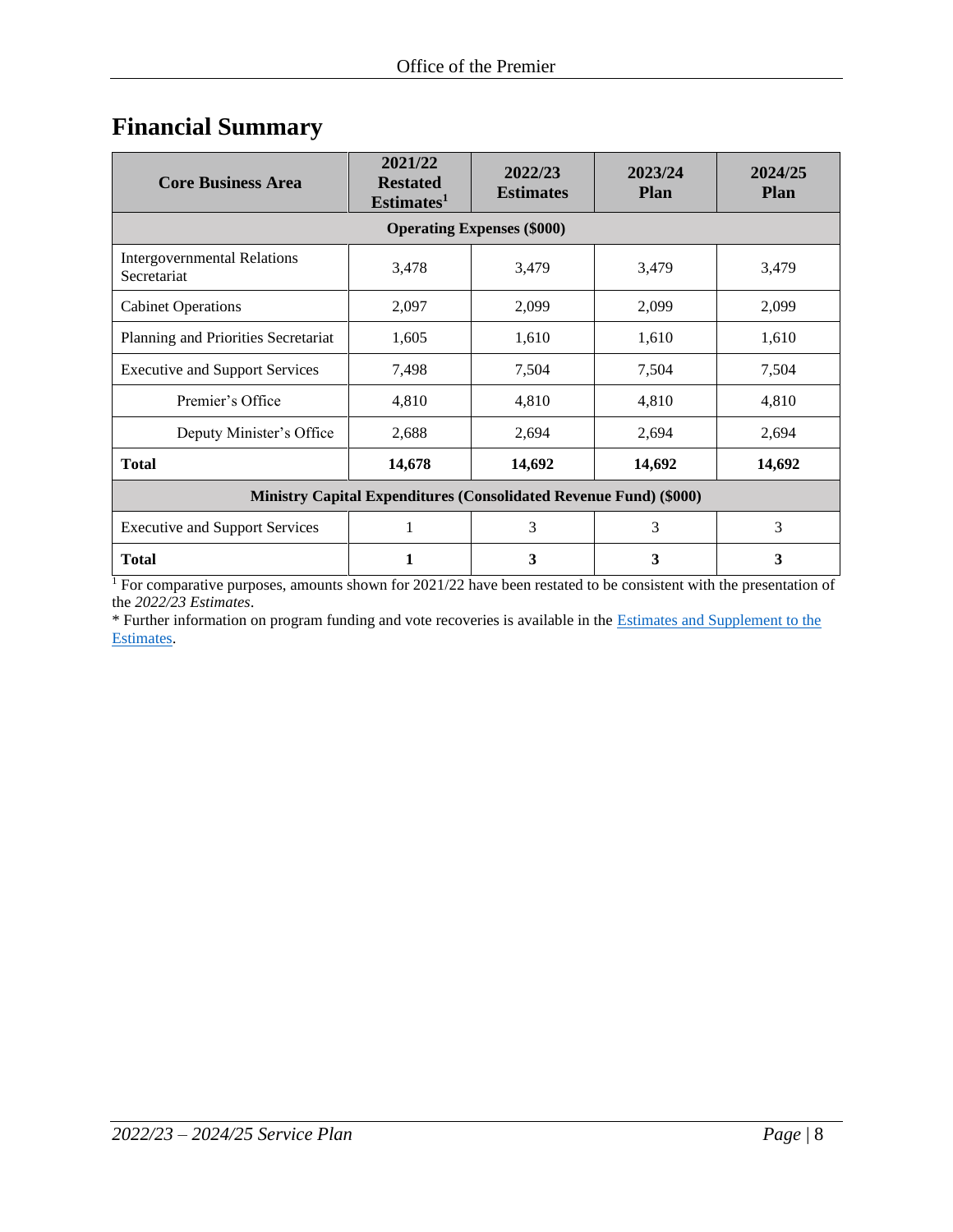## Financial Summary

| Core Business Area | 2021/22 Restated Estimates[1] | 2022/23 Estimates | 2023/24 Plan | 2024/25 Plan |
|---|---|---|---|---|
| **Operating Expenses ($000)** | | | | |
| Intergovernmental Relations Secretariat | 3,478 | 3,479 | 3,479 | 3,479 |
| Cabinet Operations | 2,097 | 2,099 | 2,099 | 2,099 |
| Planning and Priorities Secretariat | 1,605 | 1,610 | 1,610 | 1,610 |
| Executive and Support Services | 7,498 | 7,504 | 7,504 | 7,504 |
| Premier's Office | 4,810 | 4,810 | 4,810 | 4,810 |
| Deputy Minister's Office | 2,688 | 2,694 | 2,694 | 2,694 |
| **Total** | **14,678** | **14,692** | **14,692** | **14,692** |
| **Ministry Capital Expenditures (Consolidated Revenue Fund) ($000)** | | | | |
| Executive and Support Services | 1 | 3 | 3 | 3 |
| **Total** | **1** | **3** | **3** | **3** |

[1] For comparative purposes, amounts shown for 2021/22 have been restated to be consistent with the presentation of the *2022/23 Estimates*.

* Further information on program funding and vote recoveries is available in the Estimates and Supplement to the Estimates.